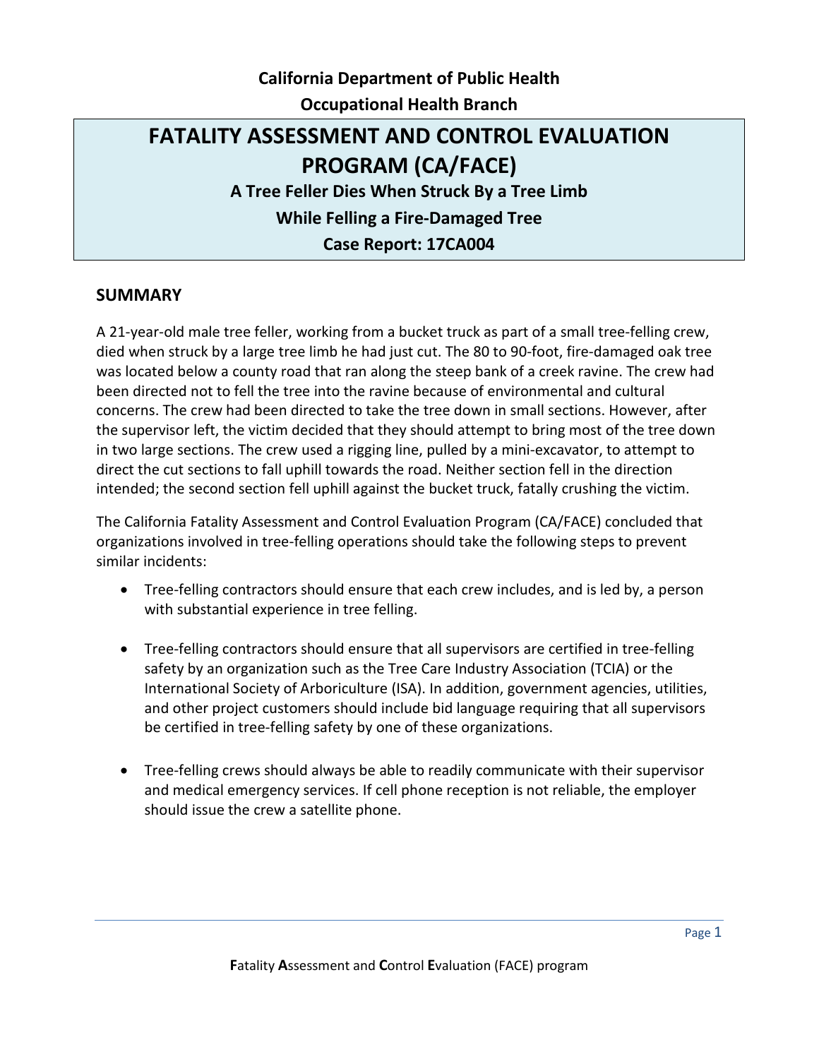**California Department of Public Health**

**Occupational Health Branch**

# FATALITY ASSESSMENT AND CONTROL EVALUATION PROGRAM (CA/FACE)

**A Tree Feller Dies When Struck By a Tree Limb While Felling a Fire-Damaged Tree**

**Case Report: 17CA004**

## SUMMARY

A 21-year-old male tree feller, working from a bucket truck as part of a small tree-felling crew, died when struck by a large tree limb he had just cut. The 80 to 90-foot, fire-damaged oak tree was located below a county road that ran along the steep bank of a creek ravine. The crew had been directed not to fell the tree into the ravine because of environmental and cultural concerns. The crew had been directed to take the tree down in small sections. However, after the supervisor left, the victim decided that they should attempt to bring most of the tree down in two large sections. The crew used a rigging line, pulled by a mini-excavator, to attempt to direct the cut sections to fall uphill towards the road. Neither section fell in the direction intended; the second section fell uphill against the bucket truck, fatally crushing the victim.

The California Fatality Assessment and Control Evaluation Program (CA/FACE) concluded that organizations involved in tree-felling operations should take the following steps to prevent similar incidents:

- Tree-felling contractors should ensure that each crew includes, and is led by, a person with substantial experience in tree felling.
- Tree-felling contractors should ensure that all supervisors are certified in tree-felling safety by an organization such as the Tree Care Industry Association (TCIA) or the International Society of Arboriculture (ISA). In addition, government agencies, utilities, and other project customers should include bid language requiring that all supervisors be certified in tree-felling safety by one of these organizations.
- Tree-felling crews should always be able to readily communicate with their supervisor and medical emergency services. If cell phone reception is not reliable, the employer should issue the crew a satellite phone.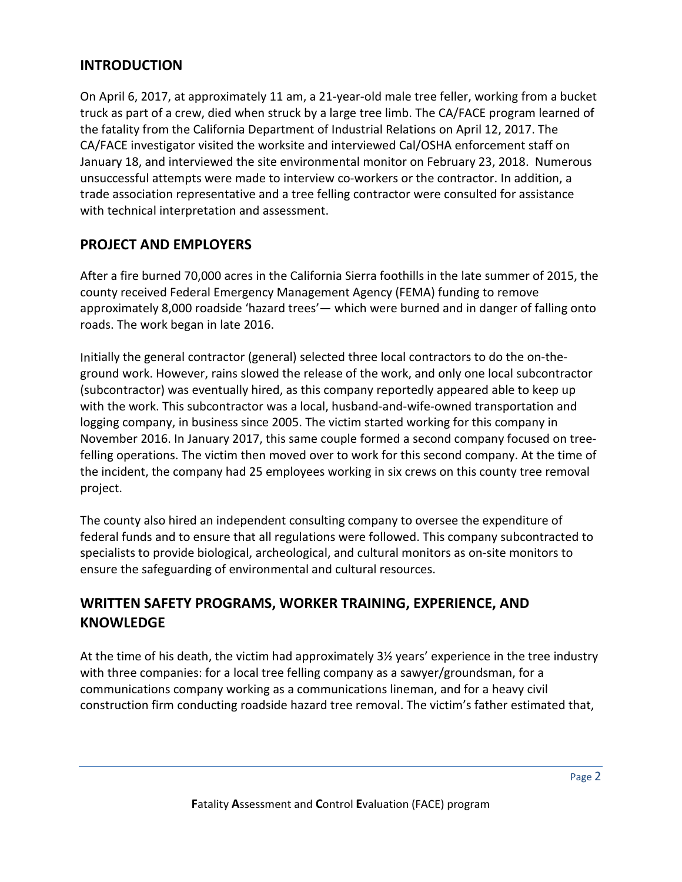## INTRODUCTION

On April 6, 2017, at approximately 11 am, a 21-year-old male tree feller, working from a bucket truck as part of a crew, died when struck by a large tree limb. The CA/FACE program learned of the fatality from the California Department of Industrial Relations on April 12, 2017. The CA/FACE investigator visited the worksite and interviewed Cal/OSHA enforcement staff on January 18, and interviewed the site environmental monitor on February 23, 2018. Numerous unsuccessful attempts were made to interview co-workers or the contractor. In addition, a trade association representative and a tree felling contractor were consulted for assistance with technical interpretation and assessment.

## PROJECT AND EMPLOYERS

After a fire burned 70,000 acres in the California Sierra foothills in the late summer of 2015, the county received Federal Emergency Management Agency (FEMA) funding to remove approximately 8,000 roadside 'hazard trees'— which were burned and in danger of falling onto roads. The work began in late 2016.

Initially the general contractor (general) selected three local contractors to do the on-the-ground work. However, rains slowed the release of the work, and only one local subcontractor (subcontractor) was eventually hired, as this company reportedly appeared able to keep up with the work. This subcontractor was a local, husband-and-wife-owned transportation and logging company, in business since 2005. The victim started working for this company in November 2016. In January 2017, this same couple formed a second company focused on tree-felling operations. The victim then moved over to work for this second company. At the time of the incident, the company had 25 employees working in six crews on this county tree removal project.

The county also hired an independent consulting company to oversee the expenditure of federal funds and to ensure that all regulations were followed. This company subcontracted to specialists to provide biological, archeological, and cultural monitors as on-site monitors to ensure the safeguarding of environmental and cultural resources.

## WRITTEN SAFETY PROGRAMS, WORKER TRAINING, EXPERIENCE, AND KNOWLEDGE

At the time of his death, the victim had approximately 3½ years' experience in the tree industry with three companies: for a local tree felling company as a sawyer/groundsman, for a communications company working as a communications lineman, and for a heavy civil construction firm conducting roadside hazard tree removal. The victim's father estimated that,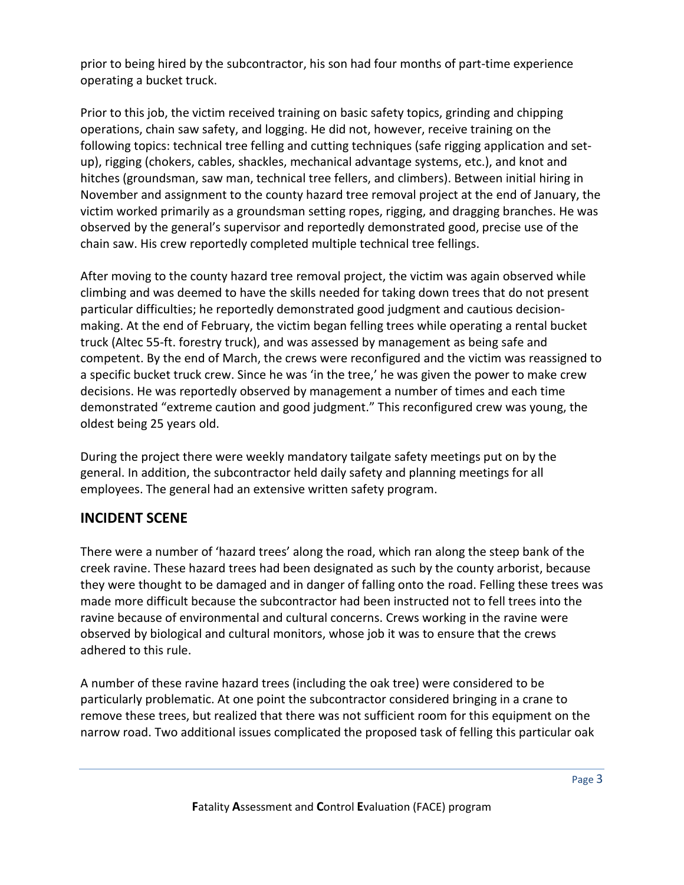prior to being hired by the subcontractor, his son had four months of part-time experience operating a bucket truck.

Prior to this job, the victim received training on basic safety topics, grinding and chipping operations, chain saw safety, and logging. He did not, however, receive training on the following topics: technical tree felling and cutting techniques (safe rigging application and set-up), rigging (chokers, cables, shackles, mechanical advantage systems, etc.), and knot and hitches (groundsman, saw man, technical tree fellers, and climbers). Between initial hiring in November and assignment to the county hazard tree removal project at the end of January, the victim worked primarily as a groundsman setting ropes, rigging, and dragging branches. He was observed by the general's supervisor and reportedly demonstrated good, precise use of the chain saw. His crew reportedly completed multiple technical tree fellings.

After moving to the county hazard tree removal project, the victim was again observed while climbing and was deemed to have the skills needed for taking down trees that do not present particular difficulties; he reportedly demonstrated good judgment and cautious decision-making. At the end of February, the victim began felling trees while operating a rental bucket truck (Altec 55-ft. forestry truck), and was assessed by management as being safe and competent. By the end of March, the crews were reconfigured and the victim was reassigned to a specific bucket truck crew. Since he was 'in the tree,' he was given the power to make crew decisions. He was reportedly observed by management a number of times and each time demonstrated "extreme caution and good judgment." This reconfigured crew was young, the oldest being 25 years old.

During the project there were weekly mandatory tailgate safety meetings put on by the general. In addition, the subcontractor held daily safety and planning meetings for all employees. The general had an extensive written safety program.

## INCIDENT SCENE

There were a number of 'hazard trees' along the road, which ran along the steep bank of the creek ravine. These hazard trees had been designated as such by the county arborist, because they were thought to be damaged and in danger of falling onto the road. Felling these trees was made more difficult because the subcontractor had been instructed not to fell trees into the ravine because of environmental and cultural concerns. Crews working in the ravine were observed by biological and cultural monitors, whose job it was to ensure that the crews adhered to this rule.

A number of these ravine hazard trees (including the oak tree) were considered to be particularly problematic. At one point the subcontractor considered bringing in a crane to remove these trees, but realized that there was not sufficient room for this equipment on the narrow road. Two additional issues complicated the proposed task of felling this particular oak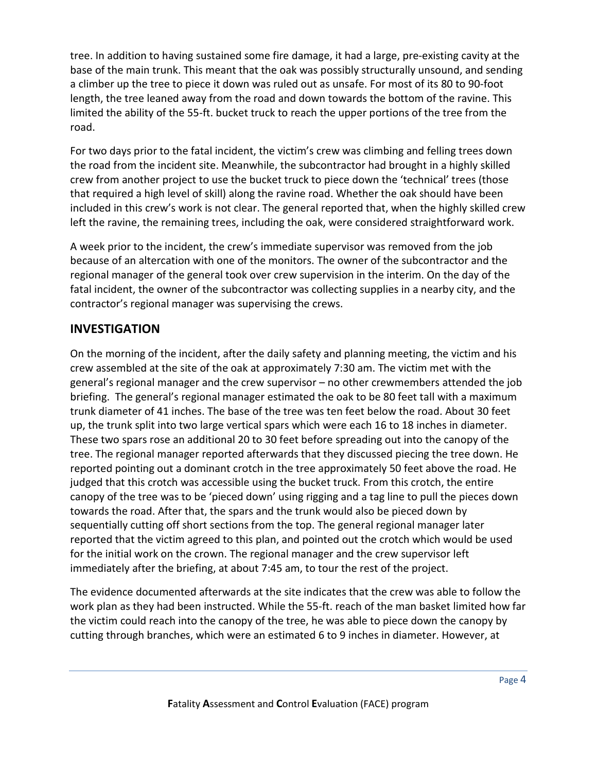tree. In addition to having sustained some fire damage, it had a large, pre-existing cavity at the base of the main trunk. This meant that the oak was possibly structurally unsound, and sending a climber up the tree to piece it down was ruled out as unsafe. For most of its 80 to 90-foot length, the tree leaned away from the road and down towards the bottom of the ravine. This limited the ability of the 55-ft. bucket truck to reach the upper portions of the tree from the road.

For two days prior to the fatal incident, the victim's crew was climbing and felling trees down the road from the incident site. Meanwhile, the subcontractor had brought in a highly skilled crew from another project to use the bucket truck to piece down the 'technical' trees (those that required a high level of skill) along the ravine road. Whether the oak should have been included in this crew's work is not clear. The general reported that, when the highly skilled crew left the ravine, the remaining trees, including the oak, were considered straightforward work.

A week prior to the incident, the crew's immediate supervisor was removed from the job because of an altercation with one of the monitors. The owner of the subcontractor and the regional manager of the general took over crew supervision in the interim. On the day of the fatal incident, the owner of the subcontractor was collecting supplies in a nearby city, and the contractor's regional manager was supervising the crews.

## INVESTIGATION

On the morning of the incident, after the daily safety and planning meeting, the victim and his crew assembled at the site of the oak at approximately 7:30 am. The victim met with the general's regional manager and the crew supervisor – no other crewmembers attended the job briefing. The general's regional manager estimated the oak to be 80 feet tall with a maximum trunk diameter of 41 inches. The base of the tree was ten feet below the road. About 30 feet up, the trunk split into two large vertical spars which were each 16 to 18 inches in diameter. These two spars rose an additional 20 to 30 feet before spreading out into the canopy of the tree. The regional manager reported afterwards that they discussed piecing the tree down. He reported pointing out a dominant crotch in the tree approximately 50 feet above the road. He judged that this crotch was accessible using the bucket truck. From this crotch, the entire canopy of the tree was to be 'pieced down' using rigging and a tag line to pull the pieces down towards the road. After that, the spars and the trunk would also be pieced down by sequentially cutting off short sections from the top. The general regional manager later reported that the victim agreed to this plan, and pointed out the crotch which would be used for the initial work on the crown. The regional manager and the crew supervisor left immediately after the briefing, at about 7:45 am, to tour the rest of the project.

The evidence documented afterwards at the site indicates that the crew was able to follow the work plan as they had been instructed. While the 55-ft. reach of the man basket limited how far the victim could reach into the canopy of the tree, he was able to piece down the canopy by cutting through branches, which were an estimated 6 to 9 inches in diameter. However, at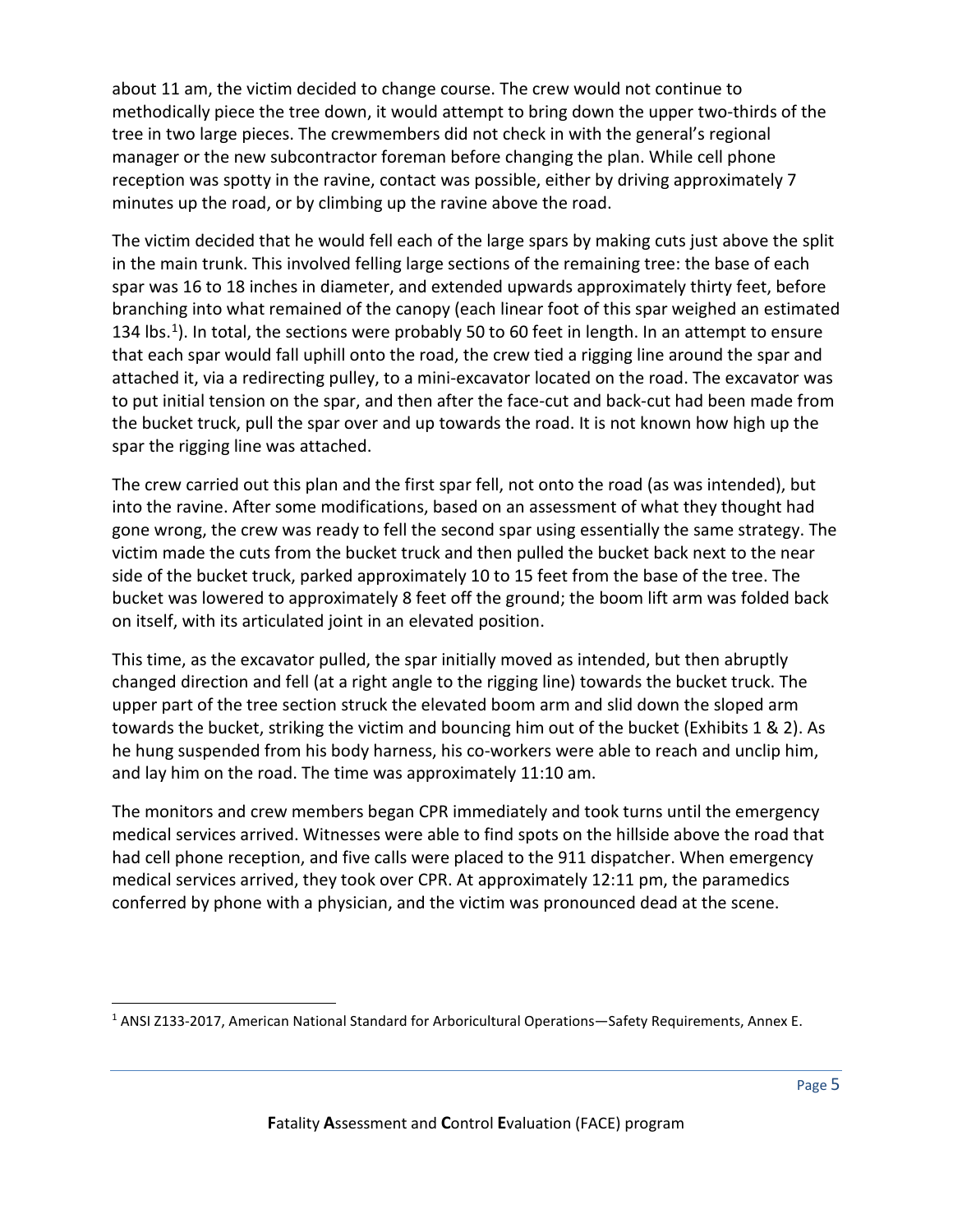about 11 am, the victim decided to change course. The crew would not continue to methodically piece the tree down, it would attempt to bring down the upper two-thirds of the tree in two large pieces. The crewmembers did not check in with the general's regional manager or the new subcontractor foreman before changing the plan. While cell phone reception was spotty in the ravine, contact was possible, either by driving approximately 7 minutes up the road, or by climbing up the ravine above the road.

The victim decided that he would fell each of the large spars by making cuts just above the split in the main trunk. This involved felling large sections of the remaining tree: the base of each spar was 16 to 18 inches in diameter, and extended upwards approximately thirty feet, before branching into what remained of the canopy (each linear foot of this spar weighed an estimated 134 lbs.[1]). In total, the sections were probably 50 to 60 feet in length. In an attempt to ensure that each spar would fall uphill onto the road, the crew tied a rigging line around the spar and attached it, via a redirecting pulley, to a mini-excavator located on the road. The excavator was to put initial tension on the spar, and then after the face-cut and back-cut had been made from the bucket truck, pull the spar over and up towards the road. It is not known how high up the spar the rigging line was attached.

The crew carried out this plan and the first spar fell, not onto the road (as was intended), but into the ravine. After some modifications, based on an assessment of what they thought had gone wrong, the crew was ready to fell the second spar using essentially the same strategy. The victim made the cuts from the bucket truck and then pulled the bucket back next to the near side of the bucket truck, parked approximately 10 to 15 feet from the base of the tree. The bucket was lowered to approximately 8 feet off the ground; the boom lift arm was folded back on itself, with its articulated joint in an elevated position.

This time, as the excavator pulled, the spar initially moved as intended, but then abruptly changed direction and fell (at a right angle to the rigging line) towards the bucket truck. The upper part of the tree section struck the elevated boom arm and slid down the sloped arm towards the bucket, striking the victim and bouncing him out of the bucket (Exhibits 1 & 2). As he hung suspended from his body harness, his co-workers were able to reach and unclip him, and lay him on the road. The time was approximately 11:10 am.

The monitors and crew members began CPR immediately and took turns until the emergency medical services arrived. Witnesses were able to find spots on the hillside above the road that had cell phone reception, and five calls were placed to the 911 dispatcher. When emergency medical services arrived, they took over CPR. At approximately 12:11 pm, the paramedics conferred by phone with a physician, and the victim was pronounced dead at the scene.

[1] ANSI Z133-2017, American National Standard for Arboricultural Operations—Safety Requirements, Annex E.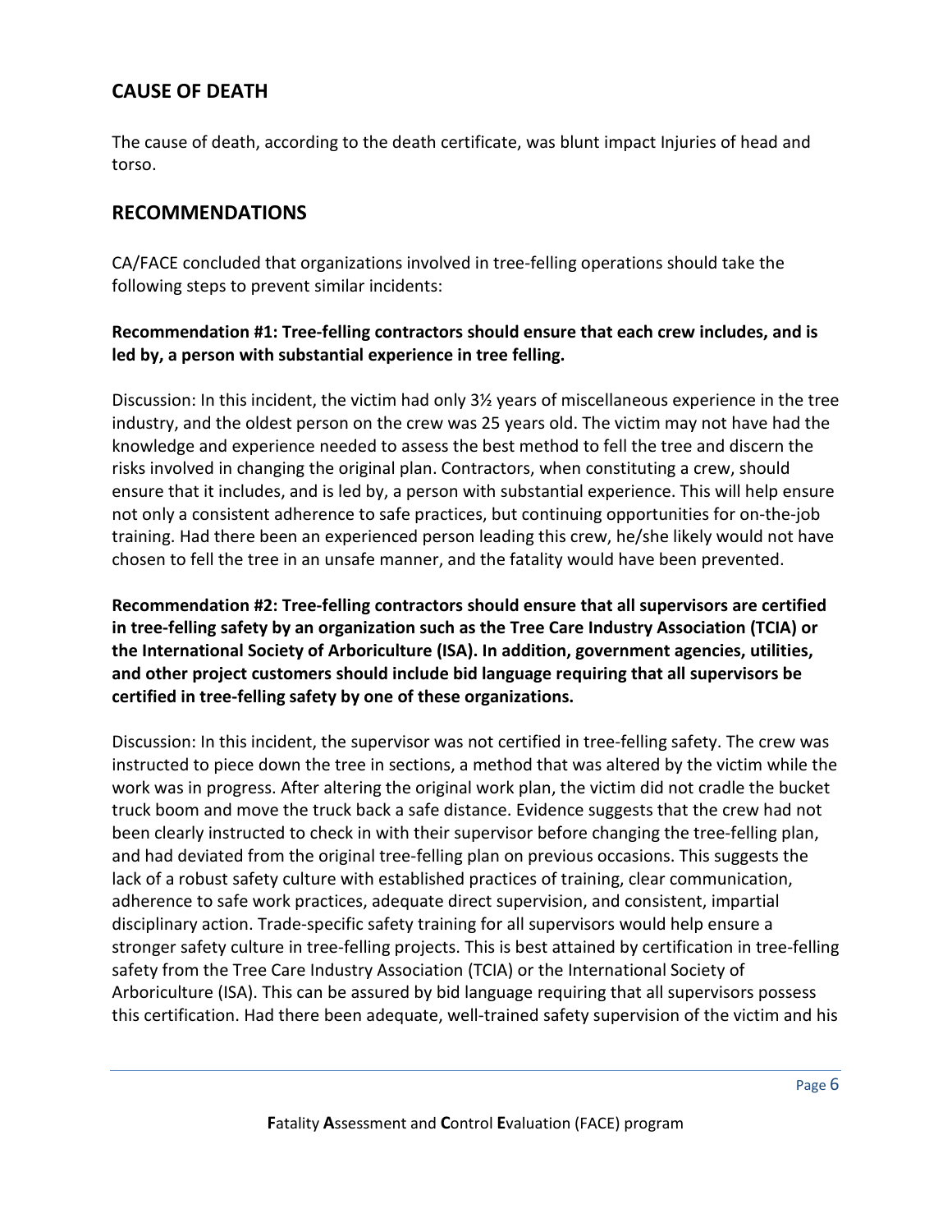## CAUSE OF DEATH

The cause of death, according to the death certificate, was blunt impact Injuries of head and torso.

## RECOMMENDATIONS

CA/FACE concluded that organizations involved in tree-felling operations should take the following steps to prevent similar incidents:

**Recommendation #1: Tree-felling contractors should ensure that each crew includes, and is led by, a person with substantial experience in tree felling.**

Discussion: In this incident, the victim had only 3½ years of miscellaneous experience in the tree industry, and the oldest person on the crew was 25 years old. The victim may not have had the knowledge and experience needed to assess the best method to fell the tree and discern the risks involved in changing the original plan. Contractors, when constituting a crew, should ensure that it includes, and is led by, a person with substantial experience. This will help ensure not only a consistent adherence to safe practices, but continuing opportunities for on-the-job training. Had there been an experienced person leading this crew, he/she likely would not have chosen to fell the tree in an unsafe manner, and the fatality would have been prevented.

**Recommendation #2: Tree-felling contractors should ensure that all supervisors are certified in tree-felling safety by an organization such as the Tree Care Industry Association (TCIA) or the International Society of Arboriculture (ISA). In addition, government agencies, utilities, and other project customers should include bid language requiring that all supervisors be certified in tree-felling safety by one of these organizations.**

Discussion: In this incident, the supervisor was not certified in tree-felling safety. The crew was instructed to piece down the tree in sections, a method that was altered by the victim while the work was in progress. After altering the original work plan, the victim did not cradle the bucket truck boom and move the truck back a safe distance. Evidence suggests that the crew had not been clearly instructed to check in with their supervisor before changing the tree-felling plan, and had deviated from the original tree-felling plan on previous occasions. This suggests the lack of a robust safety culture with established practices of training, clear communication, adherence to safe work practices, adequate direct supervision, and consistent, impartial disciplinary action. Trade-specific safety training for all supervisors would help ensure a stronger safety culture in tree-felling projects. This is best attained by certification in tree-felling safety from the Tree Care Industry Association (TCIA) or the International Society of Arboriculture (ISA). This can be assured by bid language requiring that all supervisors possess this certification. Had there been adequate, well-trained safety supervision of the victim and his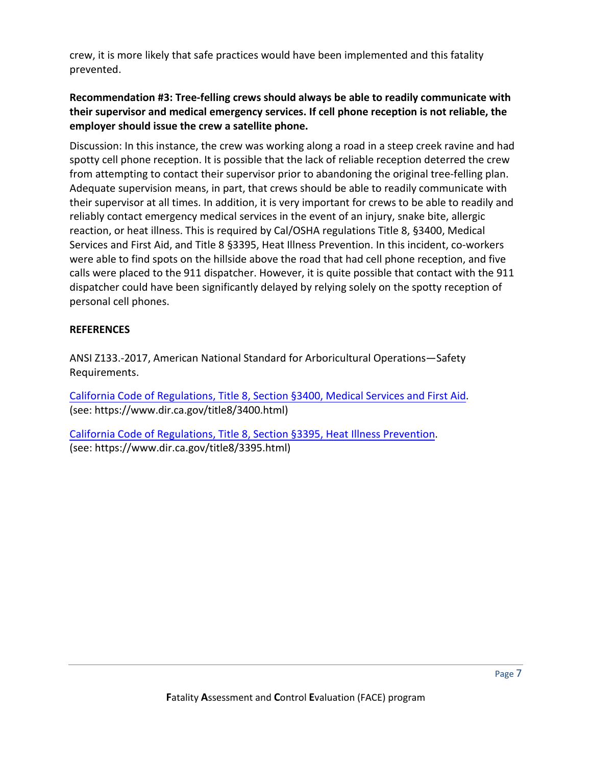crew, it is more likely that safe practices would have been implemented and this fatality prevented.

**Recommendation #3: Tree-felling crews should always be able to readily communicate with their supervisor and medical emergency services. If cell phone reception is not reliable, the employer should issue the crew a satellite phone.**

Discussion: In this instance, the crew was working along a road in a steep creek ravine and had spotty cell phone reception. It is possible that the lack of reliable reception deterred the crew from attempting to contact their supervisor prior to abandoning the original tree-felling plan. Adequate supervision means, in part, that crews should be able to readily communicate with their supervisor at all times. In addition, it is very important for crews to be able to readily and reliably contact emergency medical services in the event of an injury, snake bite, allergic reaction, or heat illness. This is required by Cal/OSHA regulations Title 8, §3400, Medical Services and First Aid, and Title 8 §3395, Heat Illness Prevention. In this incident, co-workers were able to find spots on the hillside above the road that had cell phone reception, and five calls were placed to the 911 dispatcher. However, it is quite possible that contact with the 911 dispatcher could have been significantly delayed by relying solely on the spotty reception of personal cell phones.

## REFERENCES

ANSI Z133.-2017, American National Standard for Arboricultural Operations—Safety Requirements.

California Code of Regulations, Title 8, Section §3400, Medical Services and First Aid. (see: https://www.dir.ca.gov/title8/3400.html)

California Code of Regulations, Title 8, Section §3395, Heat Illness Prevention. (see: https://www.dir.ca.gov/title8/3395.html)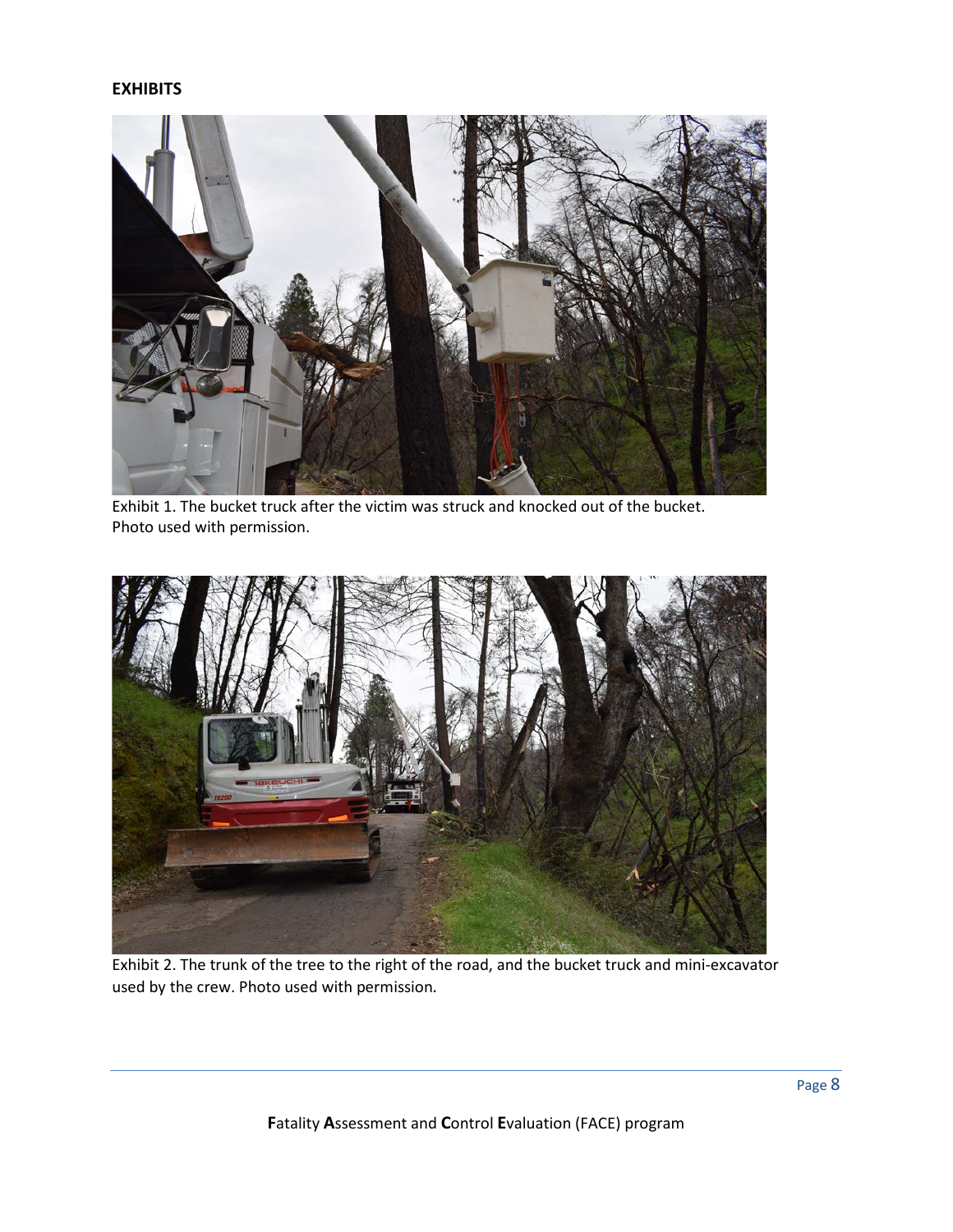**EXHIBITS**

Exhibit 1. The bucket truck after the victim was struck and knocked out of the bucket. Photo used with permission.

Exhibit 2. The trunk of the tree to the right of the road, and the bucket truck and mini-excavator used by the crew. Photo used with permission.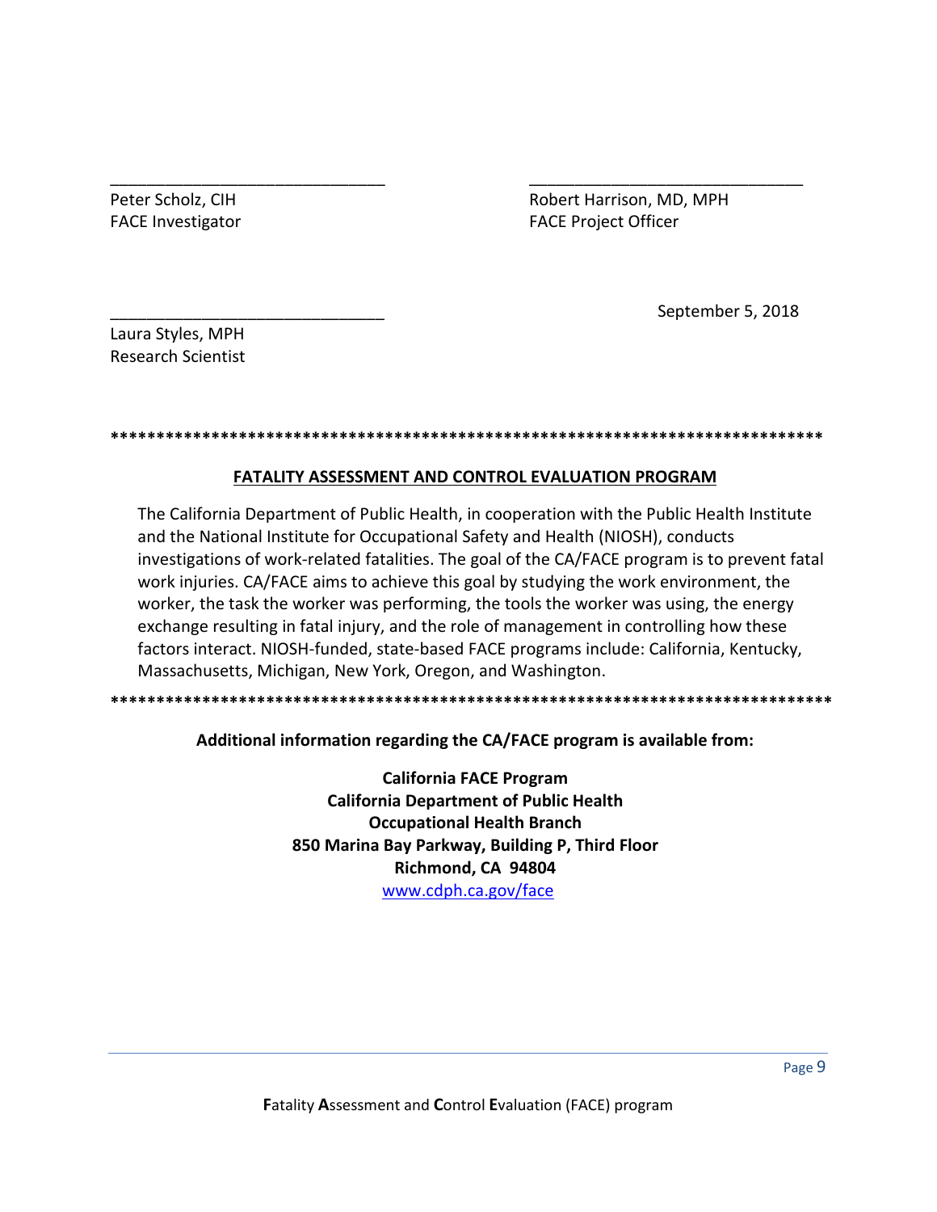\_\_\_\_\_\_\_\_\_\_\_\_\_\_\_\_\_\_\_\_\_\_\_\_\_\_\_\_\_\_

Peter Scholz, CIH
FACE Investigator

\_\_\_\_\_\_\_\_\_\_\_\_\_\_\_\_\_\_\_\_\_\_\_\_\_\_\_\_\_\_

Robert Harrison, MD, MPH
FACE Project Officer

\_\_\_\_\_\_\_\_\_\_\_\_\_\_\_\_\_\_\_\_\_\_\_\_\_\_\_\_\_\_

Laura Styles, MPH
Research Scientist

September 5, 2018

********************************************************************************

## FATALITY ASSESSMENT AND CONTROL EVALUATION PROGRAM

The California Department of Public Health, in cooperation with the Public Health Institute and the National Institute for Occupational Safety and Health (NIOSH), conducts investigations of work-related fatalities. The goal of the CA/FACE program is to prevent fatal work injuries. CA/FACE aims to achieve this goal by studying the work environment, the worker, the task the worker was performing, the tools the worker was using, the energy exchange resulting in fatal injury, and the role of management in controlling how these factors interact. NIOSH-funded, state-based FACE programs include: California, Kentucky, Massachusetts, Michigan, New York, Oregon, and Washington.

********************************************************************************

**Additional information regarding the CA/FACE program is available from:**

**California FACE Program**
**California Department of Public Health**
**Occupational Health Branch**
**850 Marina Bay Parkway, Building P, Third Floor**
**Richmond, CA 94804**
[www.cdph.ca.gov/face](http://www.cdph.ca.gov/face)